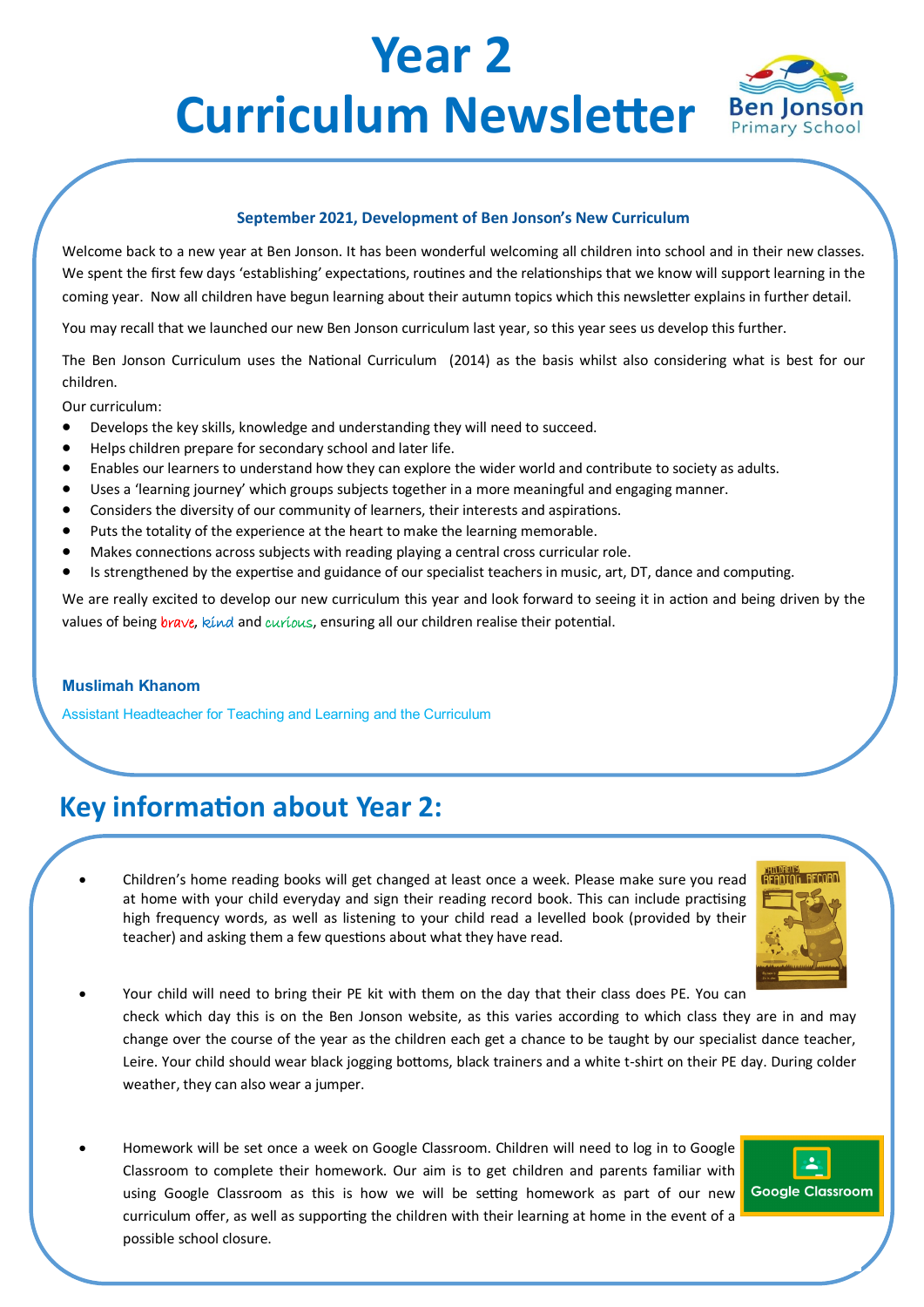# Year 2 Curriculum Newsletter

Ben Jonson Primary School

### September 2021, Development of Ben Jonson's New Curriculum

Welcome back to a new year at Ben Jonson. It has been wonderful welcoming all children into school and in their new classes. We spent the first few days 'establishing' expectations, routines and the relationships that we know will support learning in the coming year. Now all children have begun learning about their autumn topics which this newsletter explains in further detail.

You may recall that we launched our new Ben Jonson curriculum last year, so this year sees us develop this further.

The Ben Jonson Curriculum uses the National Curriculum (2014) as the basis whilst also considering what is best for our children.

Our curriculum:

- Develops the key skills, knowledge and understanding they will need to succeed.
- Helps children prepare for secondary school and later life.
- Enables our learners to understand how they can explore the wider world and contribute to society as adults.
- Uses a 'learning journey' which groups subjects together in a more meaningful and engaging manner.
- Considers the diversity of our community of learners, their interests and aspirations.
- Puts the totality of the experience at the heart to make the learning memorable.
- Makes connections across subjects with reading playing a central cross curricular role.
- Is strengthened by the expertise and guidance of our specialist teachers in music, art, DT, dance and computing.

We are really excited to develop our new curriculum this year and look forward to seeing it in action and being driven by the values of being brave, kind and curious, ensuring all our children realise their potential.

**Muslimah Khanom**

Assistant Headteacher for Teaching and Learning and the Curriculum

## Key information about Year 2:

- Children's home reading books will get changed at least once a week. Please make sure you read at home with your child everyday and sign their reading record book. This can include practising high frequency words, as well as listening to your child read a levelled book (provided by their teacher) and asking them a few questions about what they have read.

- Your child will need to bring their PE kit with them on the day that their class does PE. You can check which day this is on the Ben Jonson website, as this varies according to which class they are in and may change over the course of the year as the children each get a chance to be taught by our specialist dance teacher, Leire. Your child should wear black jogging bottoms, black trainers and a white t-shirt on their PE day. During colder weather, they can also wear a jumper.

- Homework will be set once a week on Google Classroom. Children will need to log in to Google Classroom to complete their homework. Our aim is to get children and parents familiar with using Google Classroom as this is how we will be setting homework as part of our new curriculum offer, as well as supporting the children with their learning at home in the event of a possible school closure.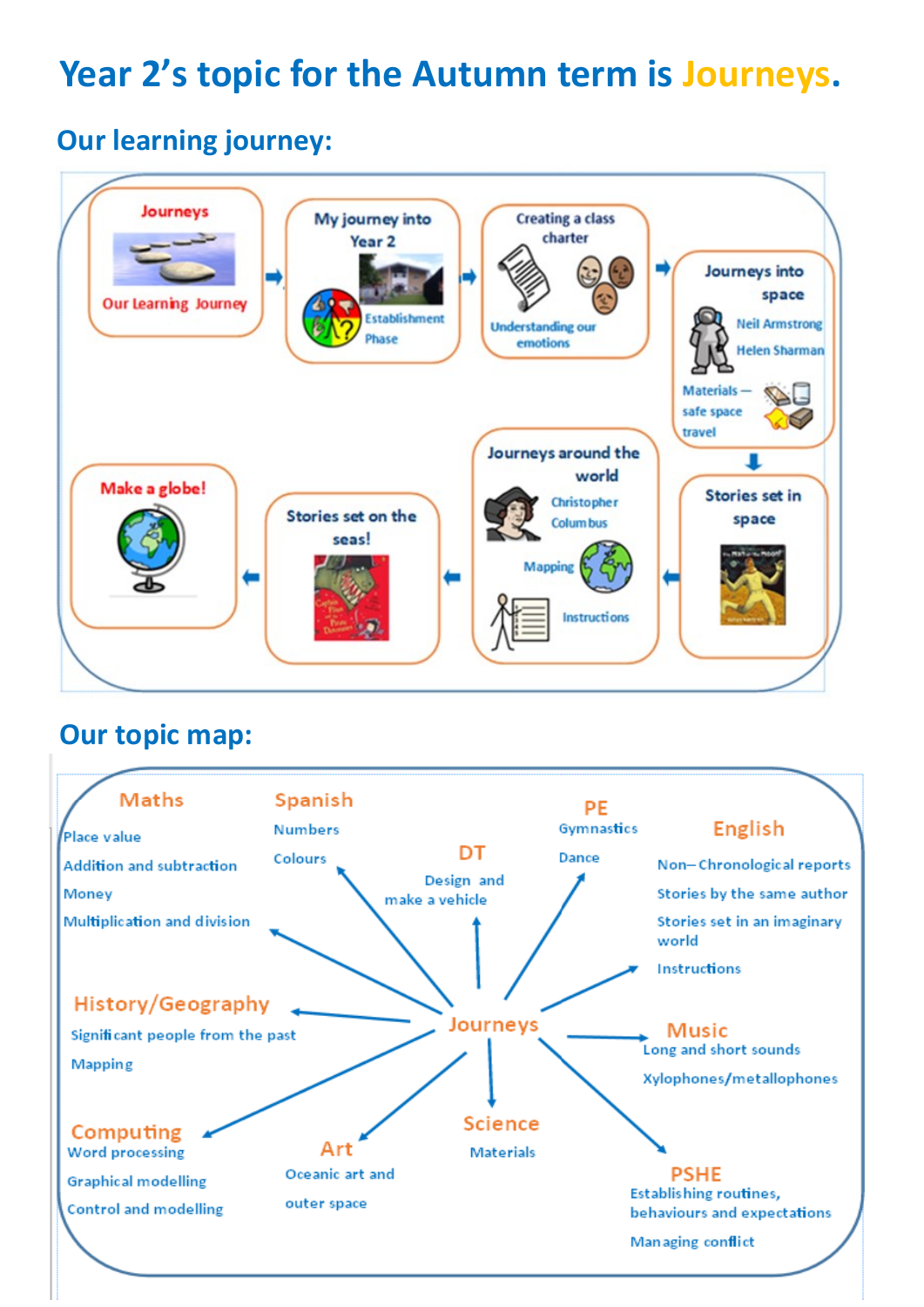# Year 2's topic for the Autumn term is Journeys.

## Our learning journey:

**Journeys**

Our Learning Journey

**My journey into Year 2**

Establishment Phase

**Creating a class charter**

Understanding our emotions

**Journeys into space**

Neil Armstrong

Helen Sharman

Materials – safe space travel

**Stories set in space**

**Journeys around the world**

Christopher Columbus

Mapping

Instructions

**Stories set on the seas!**

**Make a globe!**

## Our topic map:

**Journeys**

### Maths
- Place value
- Addition and subtraction
- Money
- Multiplication and division

### Spanish
- Numbers
- Colours

### DT
- Design and make a vehicle

### PE
- Gymnastics
- Dance

### English
- Non– Chronological reports
- Stories by the same author
- Stories set in an imaginary world
- Instructions

### History/Geography
- Significant people from the past
- Mapping

### Music
- Long and short sounds
- Xylophones/metallophones

### Computing
- Word processing
- Graphical modelling
- Control and modelling

### Art
- Oceanic art and outer space

### Science
- Materials

### PSHE
- Establishing routines, behaviours and expectations
- Managing conflict